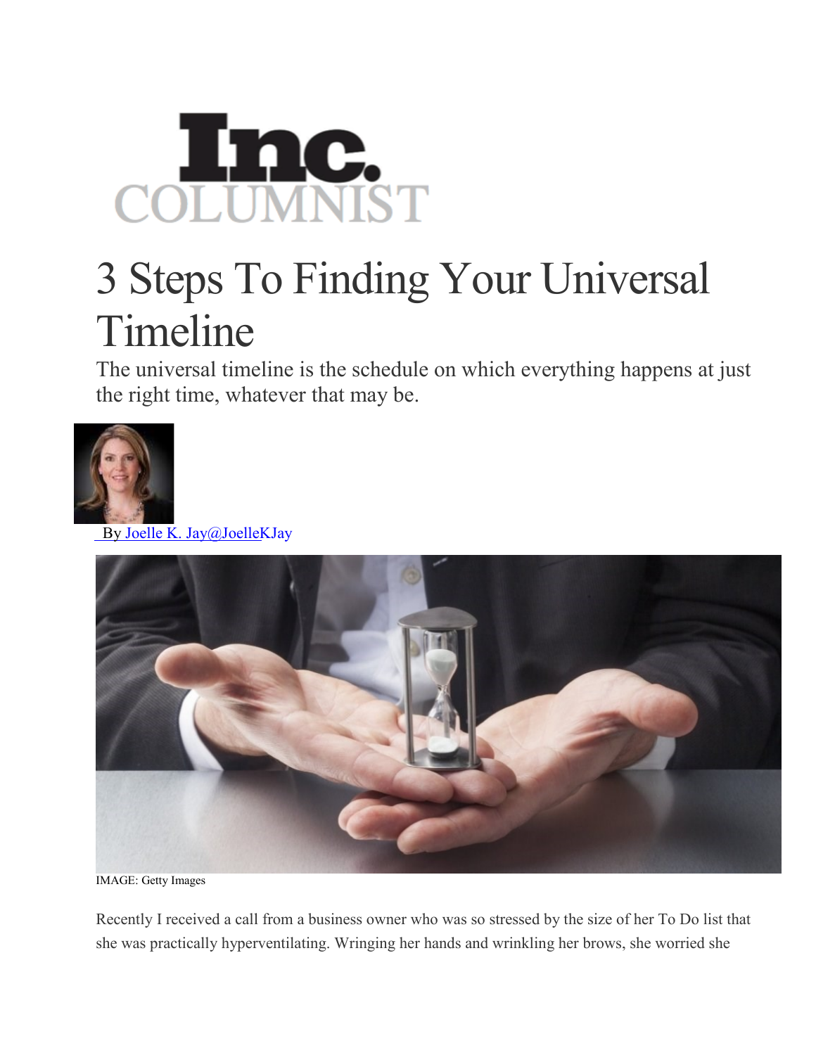Inc. COLUMNIST

# 3 Steps To Finding Your Universal Timeline

The universal timeline is the schedule on which everything happens at just the right time, whatever that may be.

By Joelle K. Jay@JoelleKJay

IMAGE: Getty Images

Recently I received a call from a business owner who was so stressed by the size of her To Do list that she was practically hyperventilating. Wringing her hands and wrinkling her brows, she worried she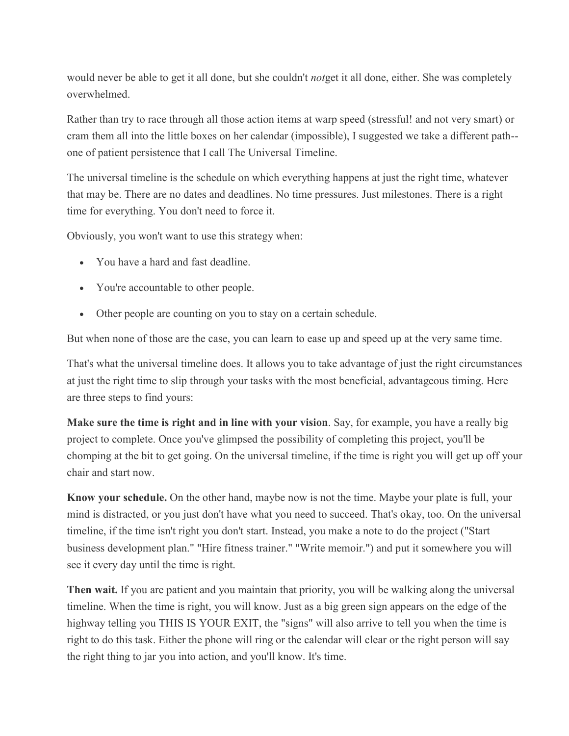would never be able to get it all done, but she couldn't *not*get it all done, either. She was completely overwhelmed.

Rather than try to race through all those action items at warp speed (stressful! and not very smart) or cram them all into the little boxes on her calendar (impossible), I suggested we take a different path--one of patient persistence that I call The Universal Timeline.

The universal timeline is the schedule on which everything happens at just the right time, whatever that may be. There are no dates and deadlines. No time pressures. Just milestones. There is a right time for everything. You don't need to force it.

Obviously, you won't want to use this strategy when:

- You have a hard and fast deadline.
- You're accountable to other people.
- Other people are counting on you to stay on a certain schedule.

But when none of those are the case, you can learn to ease up and speed up at the very same time.

That's what the universal timeline does. It allows you to take advantage of just the right circumstances at just the right time to slip through your tasks with the most beneficial, advantageous timing. Here are three steps to find yours:

**Make sure the time is right and in line with your vision**. Say, for example, you have a really big project to complete. Once you've glimpsed the possibility of completing this project, you'll be chomping at the bit to get going. On the universal timeline, if the time is right you will get up off your chair and start now.

**Know your schedule.** On the other hand, maybe now is not the time. Maybe your plate is full, your mind is distracted, or you just don't have what you need to succeed. That's okay, too. On the universal timeline, if the time isn't right you don't start. Instead, you make a note to do the project ("Start business development plan." "Hire fitness trainer." "Write memoir.") and put it somewhere you will see it every day until the time is right.

**Then wait.** If you are patient and you maintain that priority, you will be walking along the universal timeline. When the time is right, you will know. Just as a big green sign appears on the edge of the highway telling you THIS IS YOUR EXIT, the "signs" will also arrive to tell you when the time is right to do this task. Either the phone will ring or the calendar will clear or the right person will say the right thing to jar you into action, and you'll know. It's time.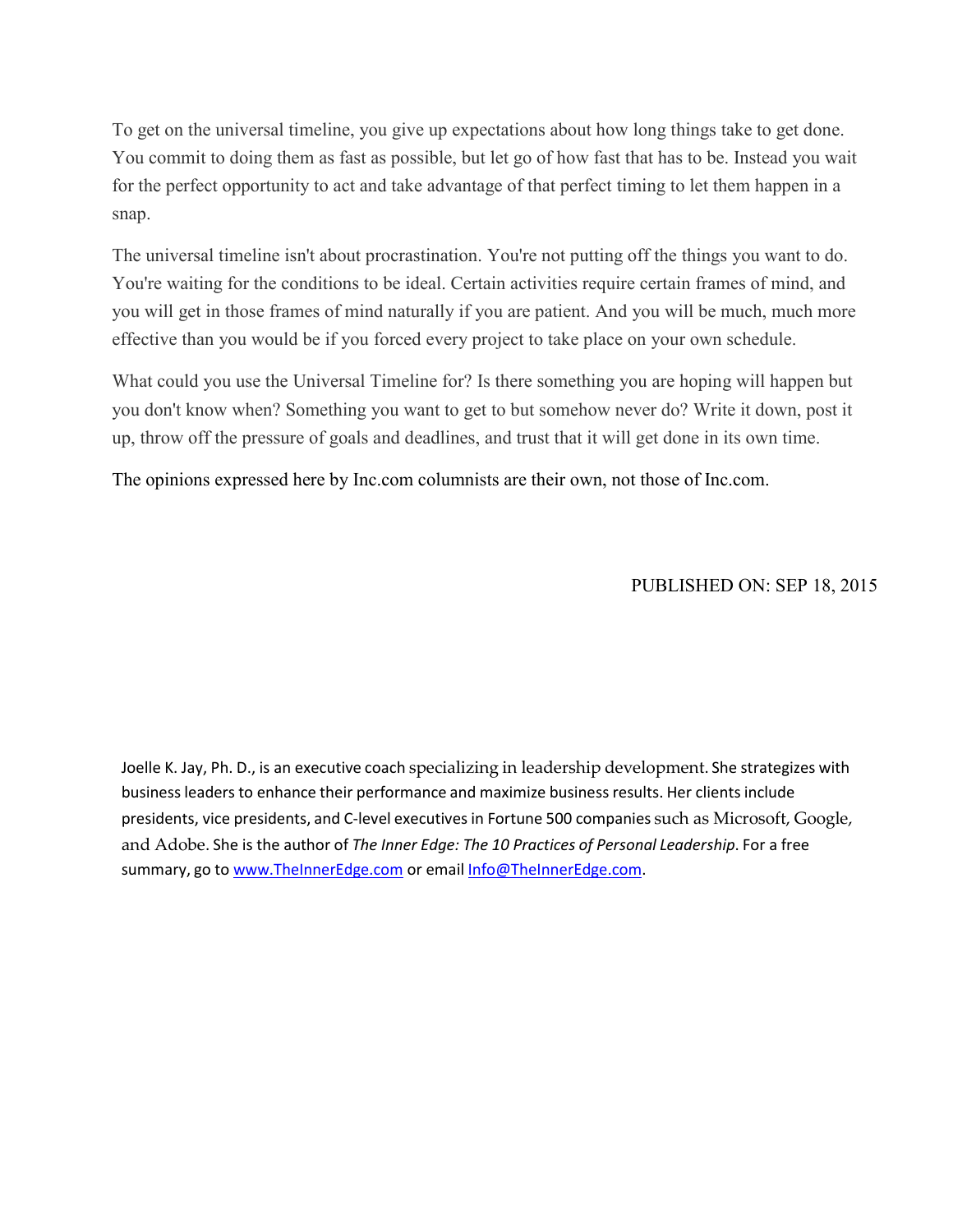To get on the universal timeline, you give up expectations about how long things take to get done. You commit to doing them as fast as possible, but let go of how fast that has to be. Instead you wait for the perfect opportunity to act and take advantage of that perfect timing to let them happen in a snap.

The universal timeline isn't about procrastination. You're not putting off the things you want to do. You're waiting for the conditions to be ideal. Certain activities require certain frames of mind, and you will get in those frames of mind naturally if you are patient. And you will be much, much more effective than you would be if you forced every project to take place on your own schedule.

What could you use the Universal Timeline for? Is there something you are hoping will happen but you don't know when? Something you want to get to but somehow never do? Write it down, post it up, throw off the pressure of goals and deadlines, and trust that it will get done in its own time.

The opinions expressed here by Inc.com columnists are their own, not those of Inc.com.

PUBLISHED ON: SEP 18, 2015

Joelle K. Jay, Ph. D., is an executive coach specializing in leadership development. She strategizes with business leaders to enhance their performance and maximize business results. Her clients include presidents, vice presidents, and C-level executives in Fortune 500 companies such as Microsoft, Google, and Adobe. She is the author of *The Inner Edge: The 10 Practices of Personal Leadership*. For a free summary, go to [www.TheInnerEdge.com](http://www.TheInnerEdge.com) or email [Info@TheInnerEdge.com](mailto:Info@TheInnerEdge.com).